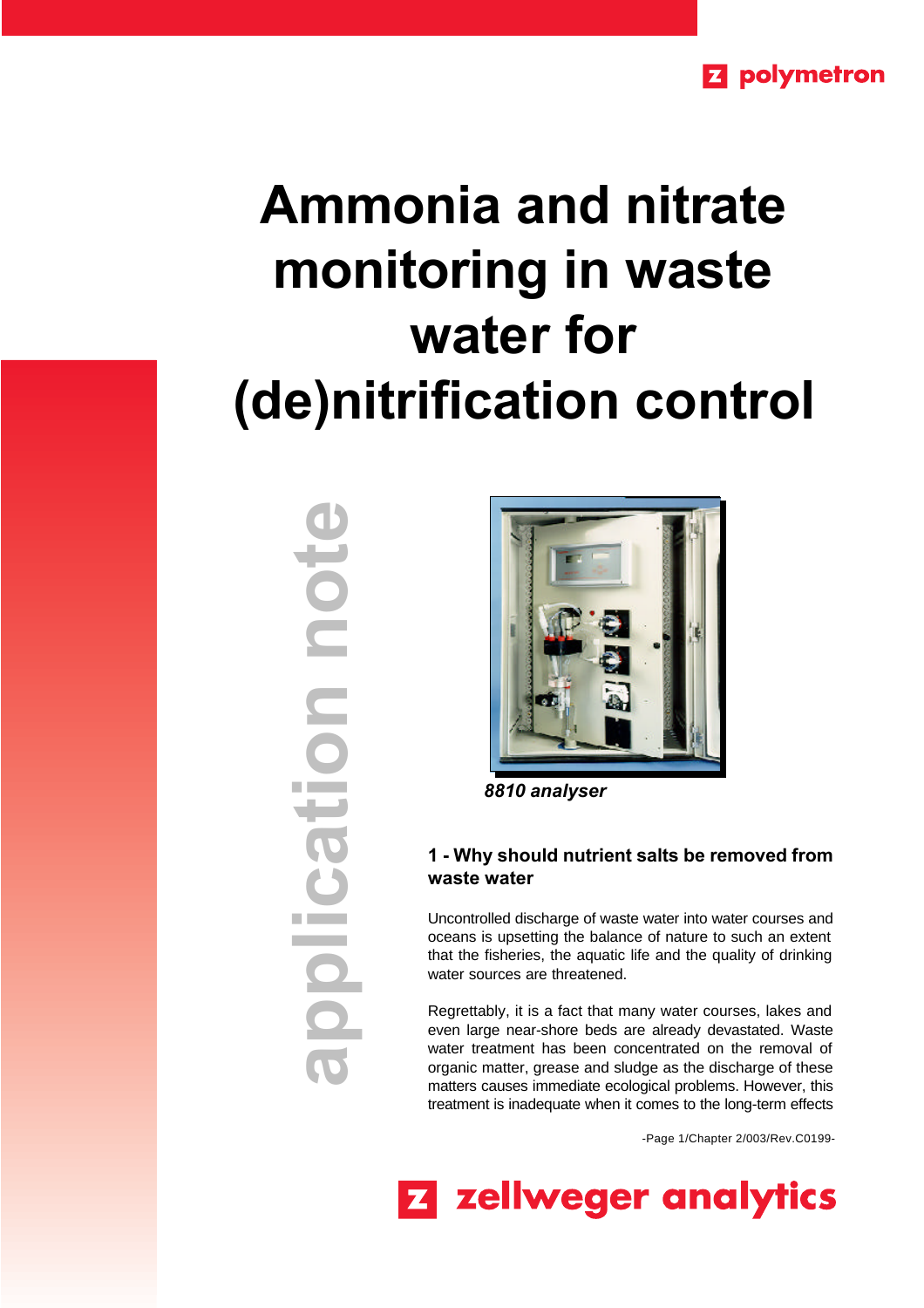# Ammonia and nitrate monitoring in waste water for (de)nitrification control

application note

*8810 analyser*

## 1 - Why should nutrient salts be removed from waste water

Uncontrolled discharge of waste water into water courses and oceans is upsetting the balance of nature to such an extent that the fisheries, the aquatic life and the quality of drinking water sources are threatened.

Regrettably, it is a fact that many water courses, lakes and even large near-shore beds are already devastated. Waste water treatment has been concentrated on the removal of organic matter, grease and sludge as the discharge of these matters causes immediate ecological problems. However, this treatment is inadequate when it comes to the long-term effects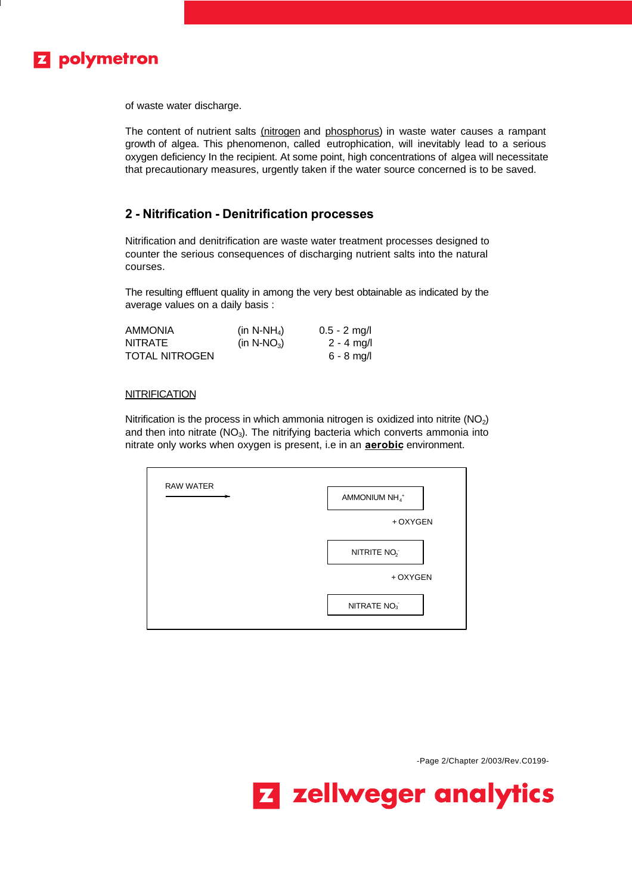of waste water discharge.

The content of nutrient salts (<u>nitrogen</u> and <u>phosphorus</u>) in waste water causes a rampant growth of algea. This phenomenon, called eutrophication, will inevitably lead to a serious oxygen deficiency In the recipient. At some point, high concentrations of algea will necessitate that precautionary measures, urgently taken if the water source concerned is to be saved.

## 2 - Nitrification - Denitrification processes

Nitrification and denitrification are waste water treatment processes designed to counter the serious consequences of discharging nutrient salts into the natural courses.

The resulting effluent quality in among the very best obtainable as indicated by the average values on a daily basis :

| | | |
|---|---|---|
| AMMONIA | (in $N\text{-}NH_4$) | 0.5 - 2 mg/l |
| NITRATE | (in $N\text{-}NO_3$) | 2 - 4 mg/l |
| TOTAL NITROGEN | | 6 - 8 mg/l |

<u>NITRIFICATION</u>

Nitrification is the process in which ammonia nitrogen is oxidized into nitrite ($NO_2$) and then into nitrate ($NO_3$). The nitrifying bacteria which converts ammonia into nitrate only works when oxygen is present, i.e in an <u>**aerobic**</u> environment.

RAW WATER →

AMMONIUM $NH_4^+$

+ OXYGEN

NITRITE $NO_2^-$

+ OXYGEN

NITRATE $NO_3^-$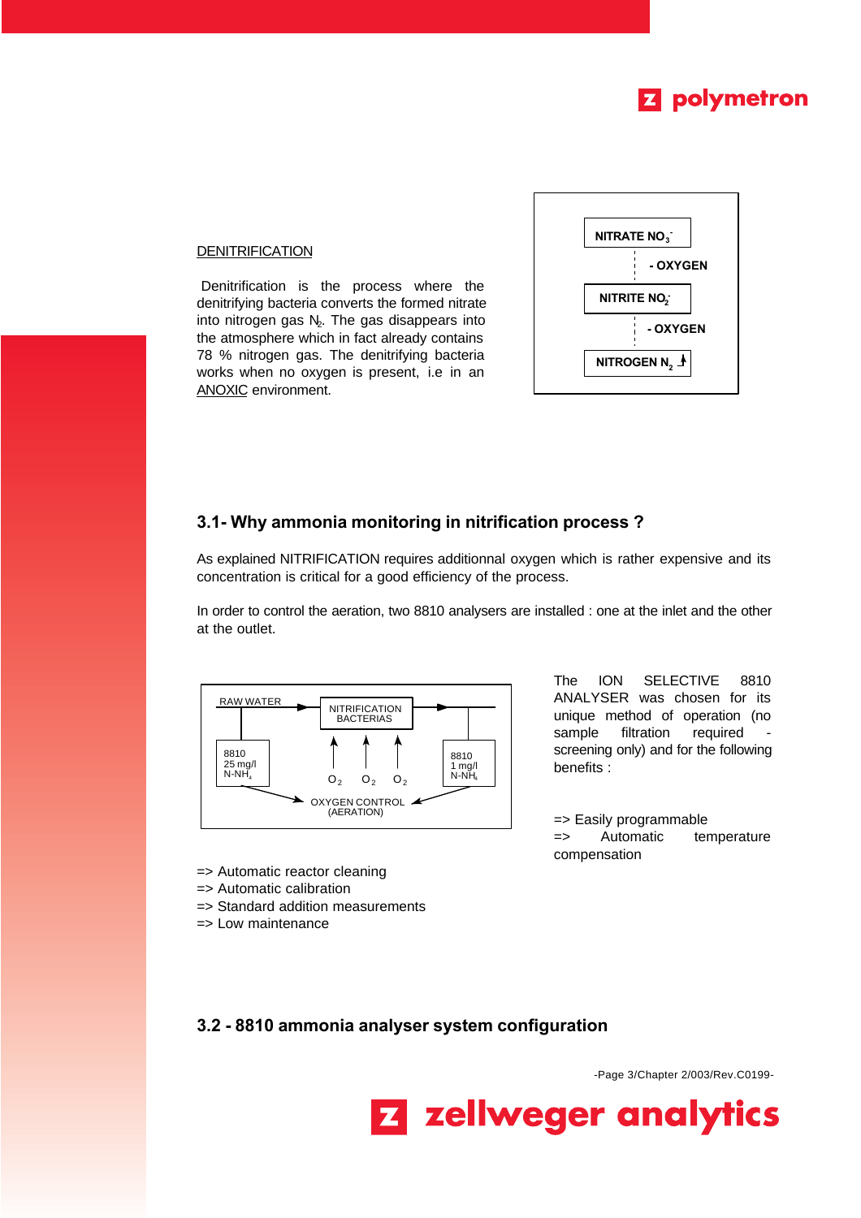DENITRIFICATION

Denitrification is the process where the denitrifying bacteria converts the formed nitrate into nitrogen gas $N_2$. The gas disappears into the atmosphere which in fact already contains 78 % nitrogen gas. The denitrifying bacteria works when no oxygen is present, i.e in an ANOXIC environment.

NITRATE $NO_3^-$

\- OXYGEN

NITRITE $NO_2^-$

\- OXYGEN

NITROGEN $N_2$ ↑

## 3.1- Why ammonia monitoring in nitrification process ?

As explained NITRIFICATION requires additionnal oxygen which is rather expensive and its concentration is critical for a good efficiency of the process.

In order to control the aeration, two 8810 analysers are installed : one at the inlet and the other at the outlet.

RAW WATER → NITRIFICATION BACTERIAS →

8810 25 mg/l $N\text{-}NH_4$ — $O_2$ $O_2$ $O_2$ — 8810 1 mg/l $N\text{-}NH_4$

OXYGEN CONTROL (AERATION)

The ION SELECTIVE 8810 ANALYSER was chosen for its unique method of operation (no sample filtration required - screening only) and for the following benefits :

=> Easily programmable
=> Automatic temperature compensation
=> Automatic reactor cleaning
=> Automatic calibration
=> Standard addition measurements
=> Low maintenance

## 3.2 - 8810 ammonia analyser system configuration

-Page 3/Chapter 2/003/Rev.C0199-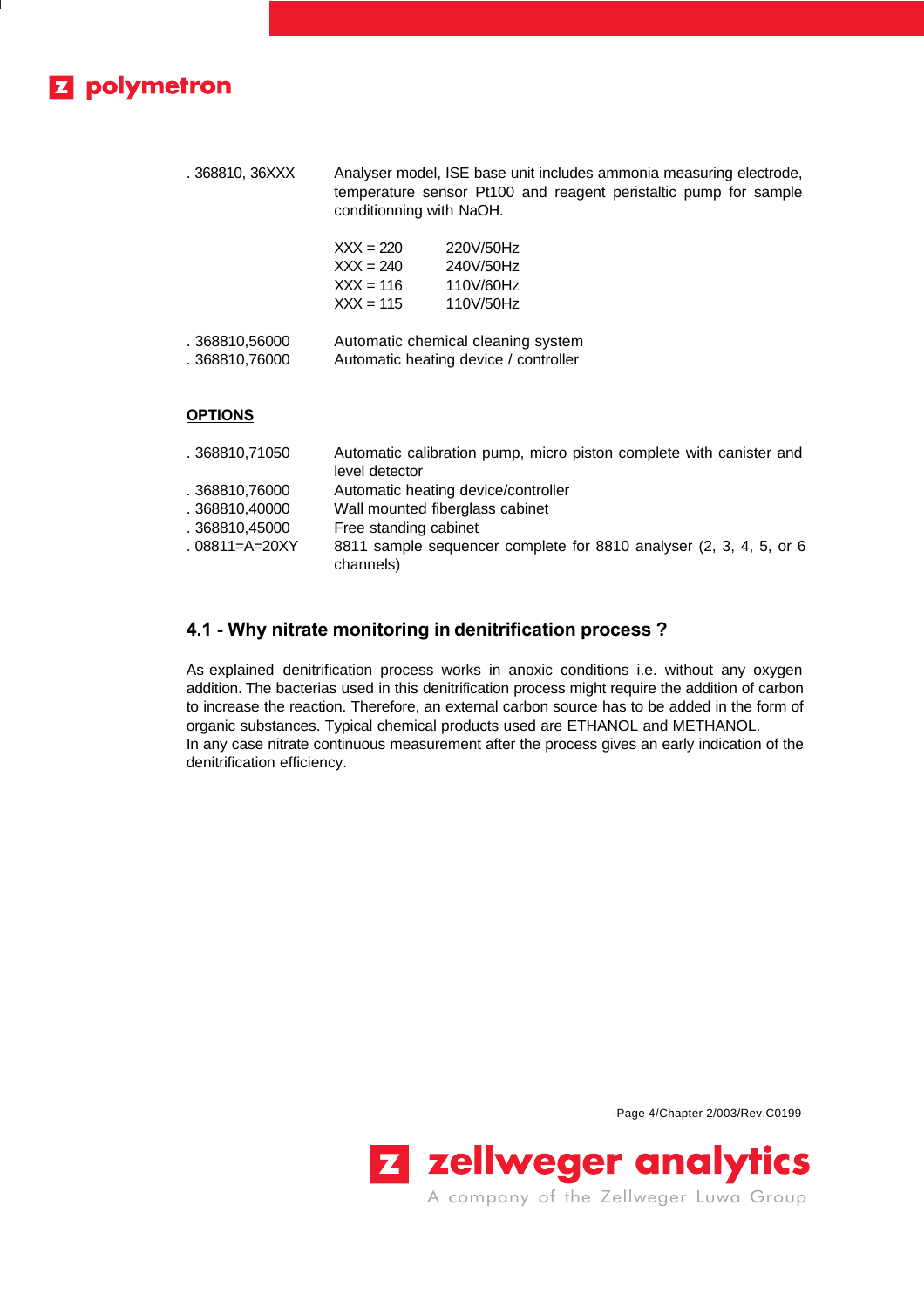. 368810, 36XXX — Analyser model, ISE base unit includes ammonia measuring electrode, temperature sensor Pt100 and reagent peristaltic pump for sample conditionning with NaOH.

| | |
|---|---|
| XXX = 220 | 220V/50Hz |
| XXX = 240 | 240V/50Hz |
| XXX = 116 | 110V/60Hz |
| XXX = 115 | 110V/50Hz |

. 368810,56000 — Automatic chemical cleaning system
. 368810,76000 — Automatic heating device / controller

**OPTIONS**

. 368810,71050 — Automatic calibration pump, micro piston complete with canister and level detector
. 368810,76000 — Automatic heating device/controller
. 368810,40000 — Wall mounted fiberglass cabinet
. 368810,45000 — Free standing cabinet
. 08811=A=20XY — 8811 sample sequencer complete for 8810 analyser (2, 3, 4, 5, or 6 channels)

### 4.1 - Why nitrate monitoring in denitrification process ?

As explained denitrification process works in anoxic conditions i.e. without any oxygen addition. The bacterias used in this denitrification process might require the addition of carbon to increase the reaction. Therefore, an external carbon source has to be added in the form of organic substances. Typical chemical products used are ETHANOL and METHANOL.
In any case nitrate continuous measurement after the process gives an early indication of the denitrification efficiency.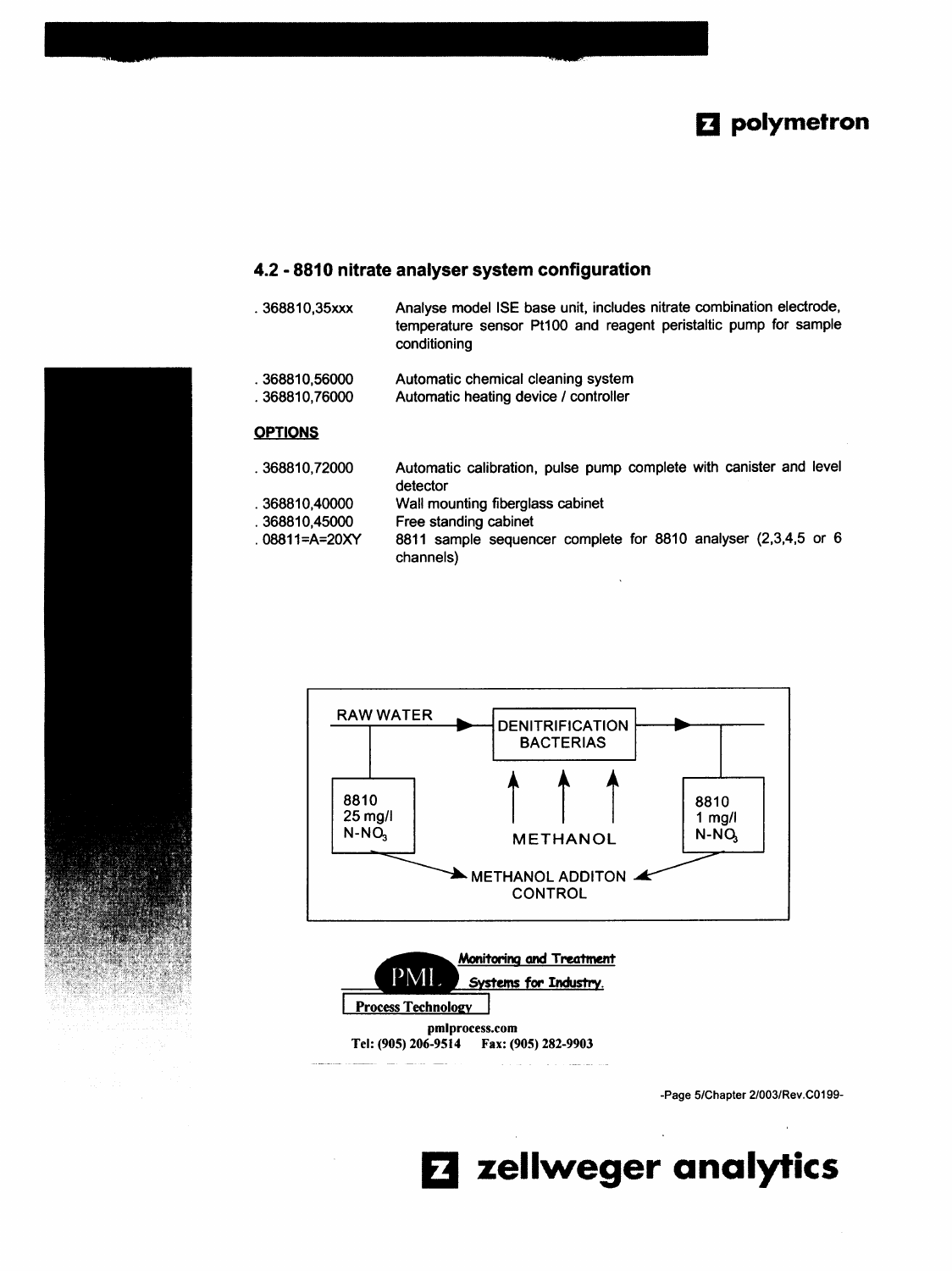## 4.2 - 8810 nitrate analyser system configuration

| | |
|---|---|
| . 368810,35xxx | Analyse model ISE base unit, includes nitrate combination electrode, temperature sensor Pt100 and reagent peristaltic pump for sample conditioning |
| . 368810,56000 | Automatic chemical cleaning system |
| . 368810,76000 | Automatic heating device / controller |

**OPTIONS**

| | |
|---|---|
| . 368810,72000 | Automatic calibration, pulse pump complete with canister and level detector |
| . 368810,40000 | Wall mounting fiberglass cabinet |
| . 368810,45000 | Free standing cabinet |
| . 08811=A=20XY | 8811 sample sequencer complete for 8810 analyser (2,3,4,5 or 6 channels) |

RAW WATER

DENITRIFICATION BACTERIAS

8810 25 mg/l N-$NO_3$

METHANOL

8810 1 mg/l N-$NO_3$

METHANOL ADDITON CONTROL

PML Monitoring and Treatment Systems for Industry.

Process Technology

pmlprocess.com

Tel: (905) 206-9514 Fax: (905) 282-9903